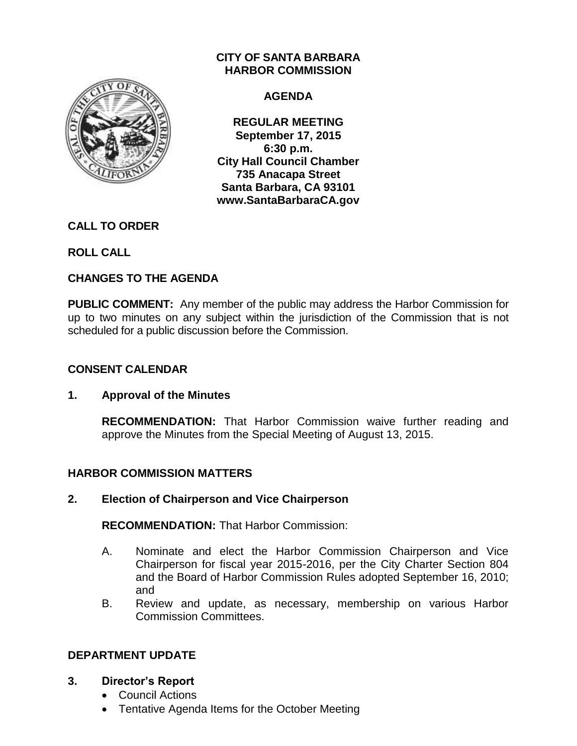# CITY OF SANTA BARBARA HARBOR COMMISSION

## AGENDA

**REGULAR MEETING**
**September 17, 2015**
**6:30 p.m.**
**City Hall Council Chamber**
**735 Anacapa Street**
**Santa Barbara, CA 93101**
**www.SantaBarbaraCA.gov**

**CALL TO ORDER**

**ROLL CALL**

**CHANGES TO THE AGENDA**

**PUBLIC COMMENT:** Any member of the public may address the Harbor Commission for up to two minutes on any subject within the jurisdiction of the Commission that is not scheduled for a public discussion before the Commission.

**CONSENT CALENDAR**

**1. Approval of the Minutes**

**RECOMMENDATION:** That Harbor Commission waive further reading and approve the Minutes from the Special Meeting of August 13, 2015.

**HARBOR COMMISSION MATTERS**

**2. Election of Chairperson and Vice Chairperson**

**RECOMMENDATION:** That Harbor Commission:

A. Nominate and elect the Harbor Commission Chairperson and Vice Chairperson for fiscal year 2015-2016, per the City Charter Section 804 and the Board of Harbor Commission Rules adopted September 16, 2010; and

B. Review and update, as necessary, membership on various Harbor Commission Committees.

**DEPARTMENT UPDATE**

**3. Director's Report**

- Council Actions
- Tentative Agenda Items for the October Meeting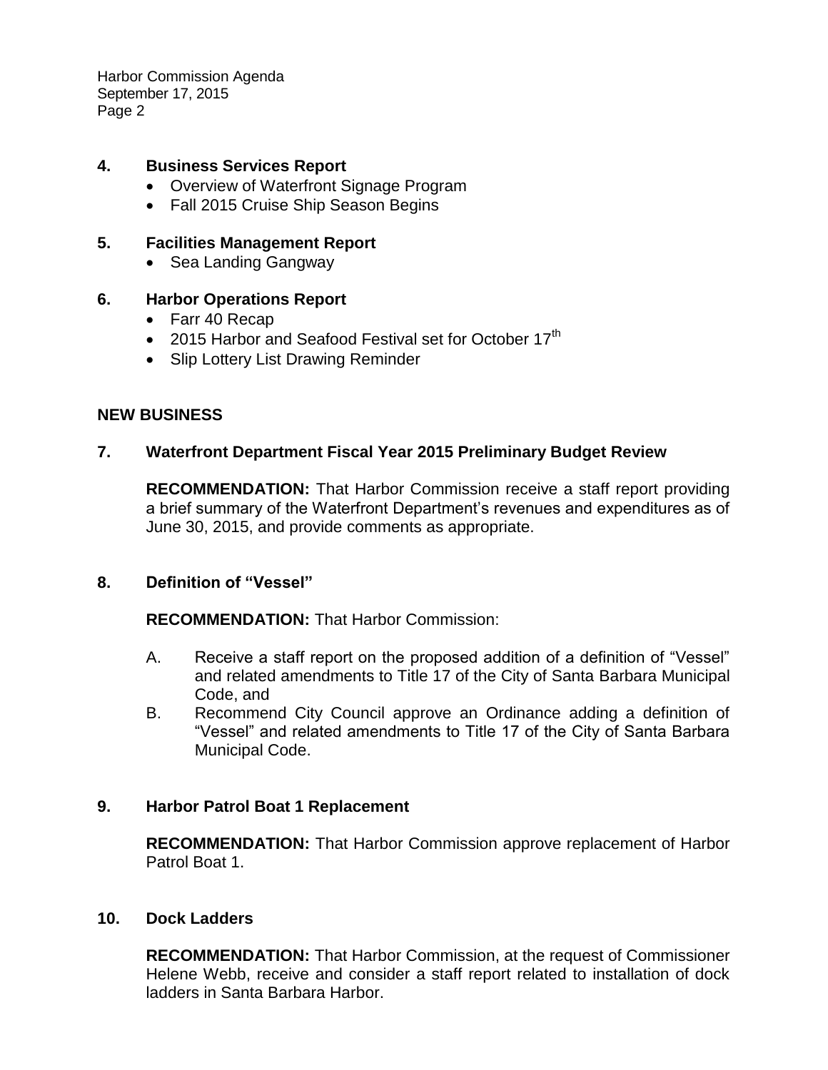**4. Business Services Report**

- Overview of Waterfront Signage Program
- Fall 2015 Cruise Ship Season Begins

**5. Facilities Management Report**

- Sea Landing Gangway

**6. Harbor Operations Report**

- Farr 40 Recap
- 2015 Harbor and Seafood Festival set for October 17th
- Slip Lottery List Drawing Reminder

## NEW BUSINESS

**7. Waterfront Department Fiscal Year 2015 Preliminary Budget Review**

**RECOMMENDATION:** That Harbor Commission receive a staff report providing a brief summary of the Waterfront Department's revenues and expenditures as of June 30, 2015, and provide comments as appropriate.

**8. Definition of "Vessel"**

**RECOMMENDATION:** That Harbor Commission:

A. Receive a staff report on the proposed addition of a definition of "Vessel" and related amendments to Title 17 of the City of Santa Barbara Municipal Code, and

B. Recommend City Council approve an Ordinance adding a definition of "Vessel" and related amendments to Title 17 of the City of Santa Barbara Municipal Code.

**9. Harbor Patrol Boat 1 Replacement**

**RECOMMENDATION:** That Harbor Commission approve replacement of Harbor Patrol Boat 1.

**10. Dock Ladders**

**RECOMMENDATION:** That Harbor Commission, at the request of Commissioner Helene Webb, receive and consider a staff report related to installation of dock ladders in Santa Barbara Harbor.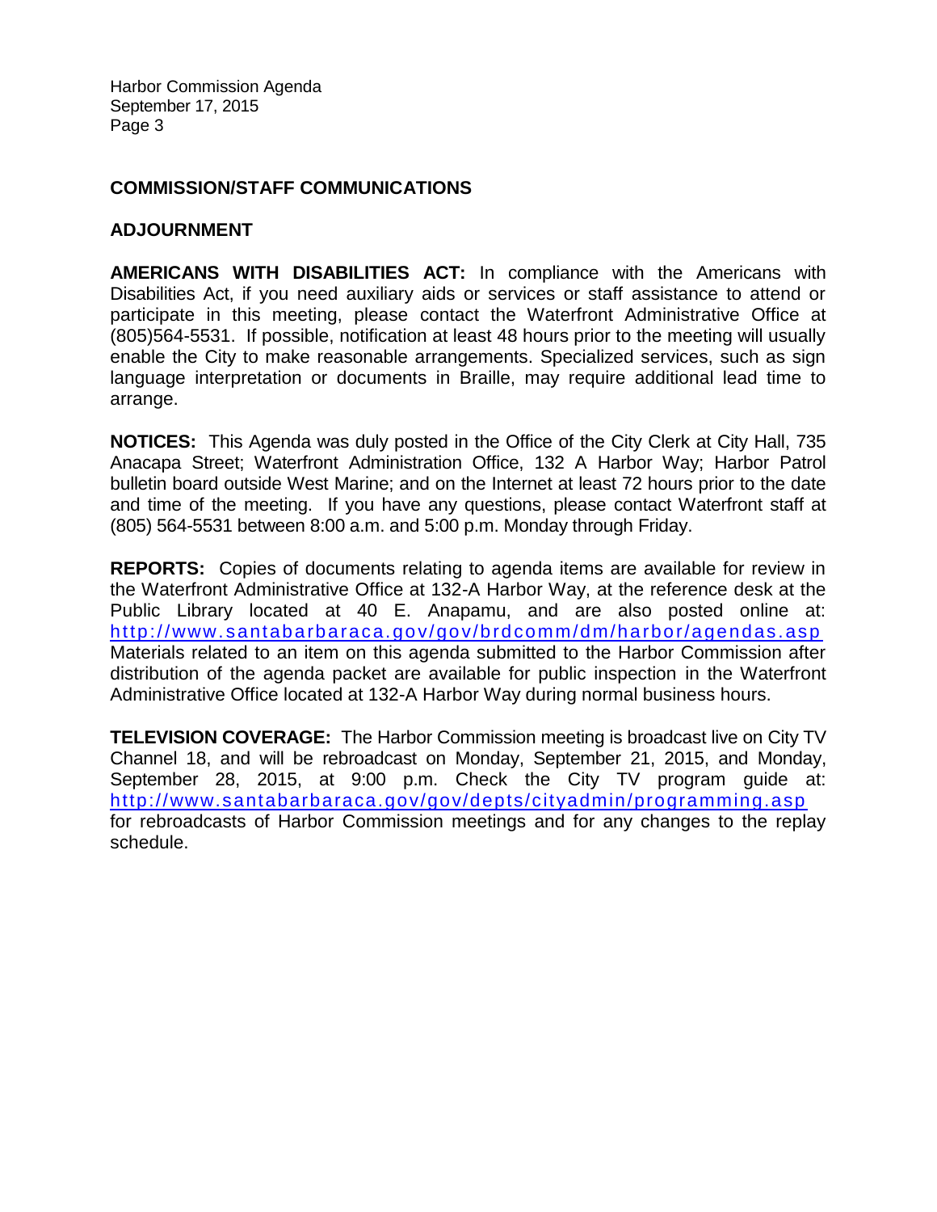## COMMISSION/STAFF COMMUNICATIONS

## ADJOURNMENT

**AMERICANS WITH DISABILITIES ACT:** In compliance with the Americans with Disabilities Act, if you need auxiliary aids or services or staff assistance to attend or participate in this meeting, please contact the Waterfront Administrative Office at (805)564-5531. If possible, notification at least 48 hours prior to the meeting will usually enable the City to make reasonable arrangements. Specialized services, such as sign language interpretation or documents in Braille, may require additional lead time to arrange.

**NOTICES:** This Agenda was duly posted in the Office of the City Clerk at City Hall, 735 Anacapa Street; Waterfront Administration Office, 132 A Harbor Way; Harbor Patrol bulletin board outside West Marine; and on the Internet at least 72 hours prior to the date and time of the meeting. If you have any questions, please contact Waterfront staff at (805) 564-5531 between 8:00 a.m. and 5:00 p.m. Monday through Friday.

**REPORTS:** Copies of documents relating to agenda items are available for review in the Waterfront Administrative Office at 132-A Harbor Way, at the reference desk at the Public Library located at 40 E. Anapamu, and are also posted online at: http://www.santabarbaraca.gov/gov/brdcomm/dm/harbor/agendas.asp Materials related to an item on this agenda submitted to the Harbor Commission after distribution of the agenda packet are available for public inspection in the Waterfront Administrative Office located at 132-A Harbor Way during normal business hours.

**TELEVISION COVERAGE:** The Harbor Commission meeting is broadcast live on City TV Channel 18, and will be rebroadcast on Monday, September 21, 2015, and Monday, September 28, 2015, at 9:00 p.m. Check the City TV program guide at: http://www.santabarbaraca.gov/gov/depts/cityadmin/programming.asp for rebroadcasts of Harbor Commission meetings and for any changes to the replay schedule.